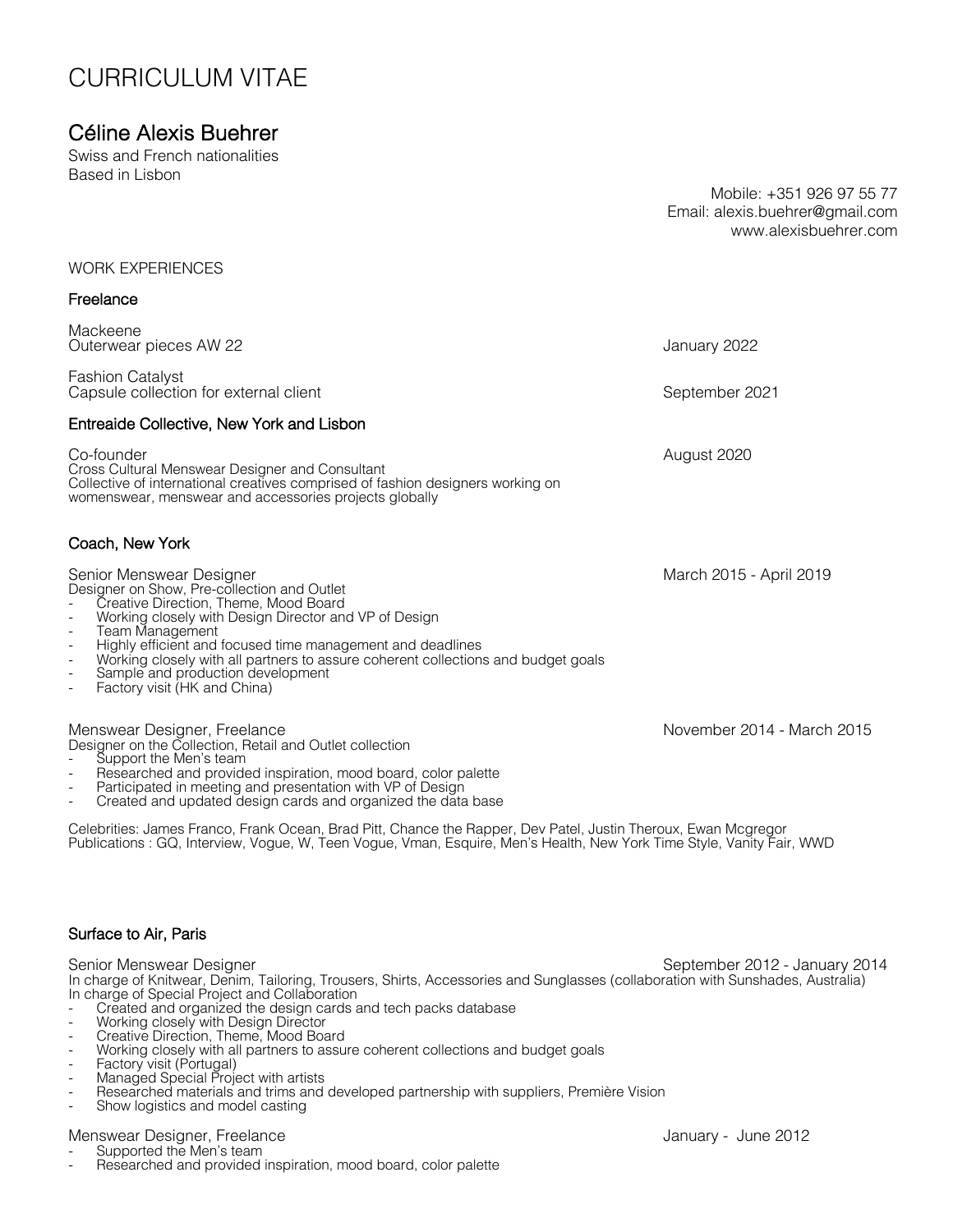# CURRICULUM VITAE

## Céline Alexis Buehrer

Swiss and French nationalities
Based in Lisbon

Mobile: +351 926 97 55 77
Email: alexis.buehrer@gmail.com
www.alexisbuehrer.com

### WORK EXPERIENCES

#### Freelance

Mackeene
Outerwear pieces AW 22 — January 2022

Fashion Catalyst
Capsule collection for external client — September 2021

#### Entreaide Collective, New York and Lisbon

Co-founder — August 2020
Cross Cultural Menswear Designer and Consultant
Collective of international creatives comprised of fashion designers working on womenswear, menswear and accessories projects globally

#### Coach, New York

Senior Menswear Designer — March 2015 - April 2019
Designer on Show, Pre-collection and Outlet
- Creative Direction, Theme, Mood Board
- Working closely with Design Director and VP of Design
- Team Management
- Highly efficient and focused time management and deadlines
- Working closely with all partners to assure coherent collections and budget goals
- Sample and production development
- Factory visit (HK and China)

Menswear Designer, Freelance — November 2014 - March 2015
Designer on the Collection, Retail and Outlet collection
- Support the Men's team
- Researched and provided inspiration, mood board, color palette
- Participated in meeting and presentation with VP of Design
- Created and updated design cards and organized the data base

Celebrities: James Franco, Frank Ocean, Brad Pitt, Chance the Rapper, Dev Patel, Justin Theroux, Ewan Mcgregor
Publications : GQ, Interview, Vogue, W, Teen Vogue, Vman, Esquire, Men's Health, New York Time Style, Vanity Fair, WWD

#### Surface to Air, Paris

Senior Menswear Designer — September 2012 - January 2014
In charge of Knitwear, Denim, Tailoring, Trousers, Shirts, Accessories and Sunglasses (collaboration with Sunshades, Australia)
In charge of Special Project and Collaboration
- Created and organized the design cards and tech packs database
- Working closely with Design Director
- Creative Direction, Theme, Mood Board
- Working closely with all partners to assure coherent collections and budget goals
- Factory visit (Portugal)
- Managed Special Project with artists
- Researched materials and trims and developed partnership with suppliers, Première Vision
- Show logistics and model casting

Menswear Designer, Freelance — January - June 2012
- Supported the Men's team
- Researched and provided inspiration, mood board, color palette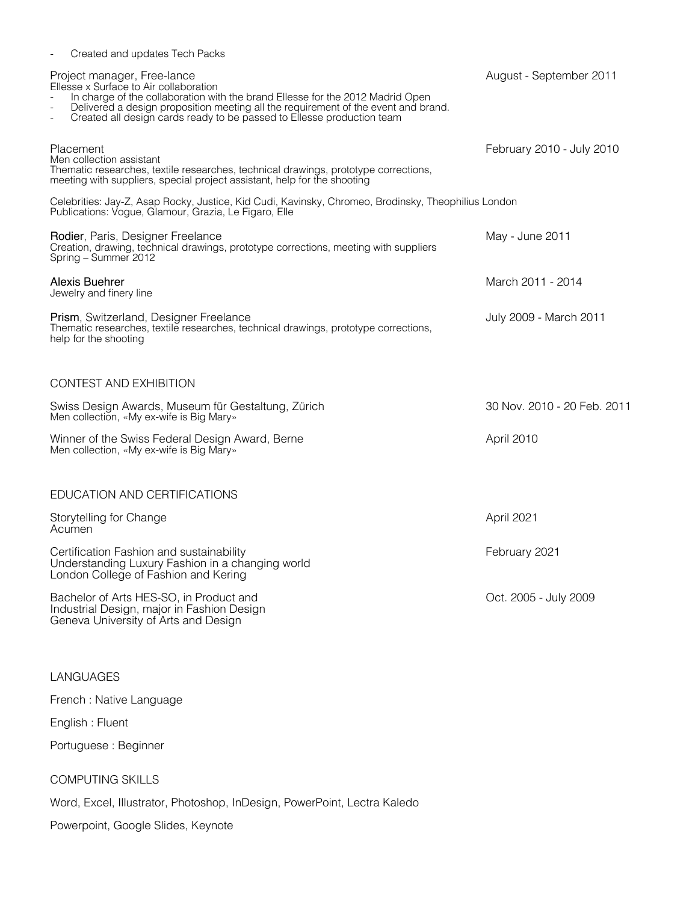- Created and updates Tech Packs

Project manager, Free-lance — August - September 2011
Ellesse x Surface to Air collaboration
- In charge of the collaboration with the brand Ellesse for the 2012 Madrid Open
- Delivered a design proposition meeting all the requirement of the event and brand.
- Created all design cards ready to be passed to Ellesse production team

Placement — February 2010 - July 2010
Men collection assistant
Thematic researches, textile researches, technical drawings, prototype corrections, meeting with suppliers, special project assistant, help for the shooting

Celebrities: Jay-Z, Asap Rocky, Justice, Kid Cudi, Kavinsky, Chromeo, Brodinsky, Theophilius London
Publications: Vogue, Glamour, Grazia, Le Figaro, Elle

**Rodier**, Paris, Designer Freelance — May - June 2011
Creation, drawing, technical drawings, prototype corrections, meeting with suppliers
Spring – Summer 2012

**Alexis Buehrer** — March 2011 - 2014
Jewelry and finery line

**Prism**, Switzerland, Designer Freelance — July 2009 - March 2011
Thematic researches, textile researches, technical drawings, prototype corrections, help for the shooting

## CONTEST AND EXHIBITION

Swiss Design Awards, Museum für Gestaltung, Zürich — 30 Nov. 2010 - 20 Feb. 2011
Men collection, «My ex-wife is Big Mary»

Winner of the Swiss Federal Design Award, Berne — April 2010
Men collection, «My ex-wife is Big Mary»

## EDUCATION AND CERTIFICATIONS

Storytelling for Change — April 2021
Acumen

Certification Fashion and sustainability — February 2021
Understanding Luxury Fashion in a changing world
London College of Fashion and Kering

Bachelor of Arts HES-SO, in Product and Industrial Design, major in Fashion Design — Oct. 2005 - July 2009
Geneva University of Arts and Design

## LANGUAGES

French : Native Language

English : Fluent

Portuguese : Beginner

## COMPUTING SKILLS

Word, Excel, Illustrator, Photoshop, InDesign, PowerPoint, Lectra Kaledo

Powerpoint, Google Slides, Keynote